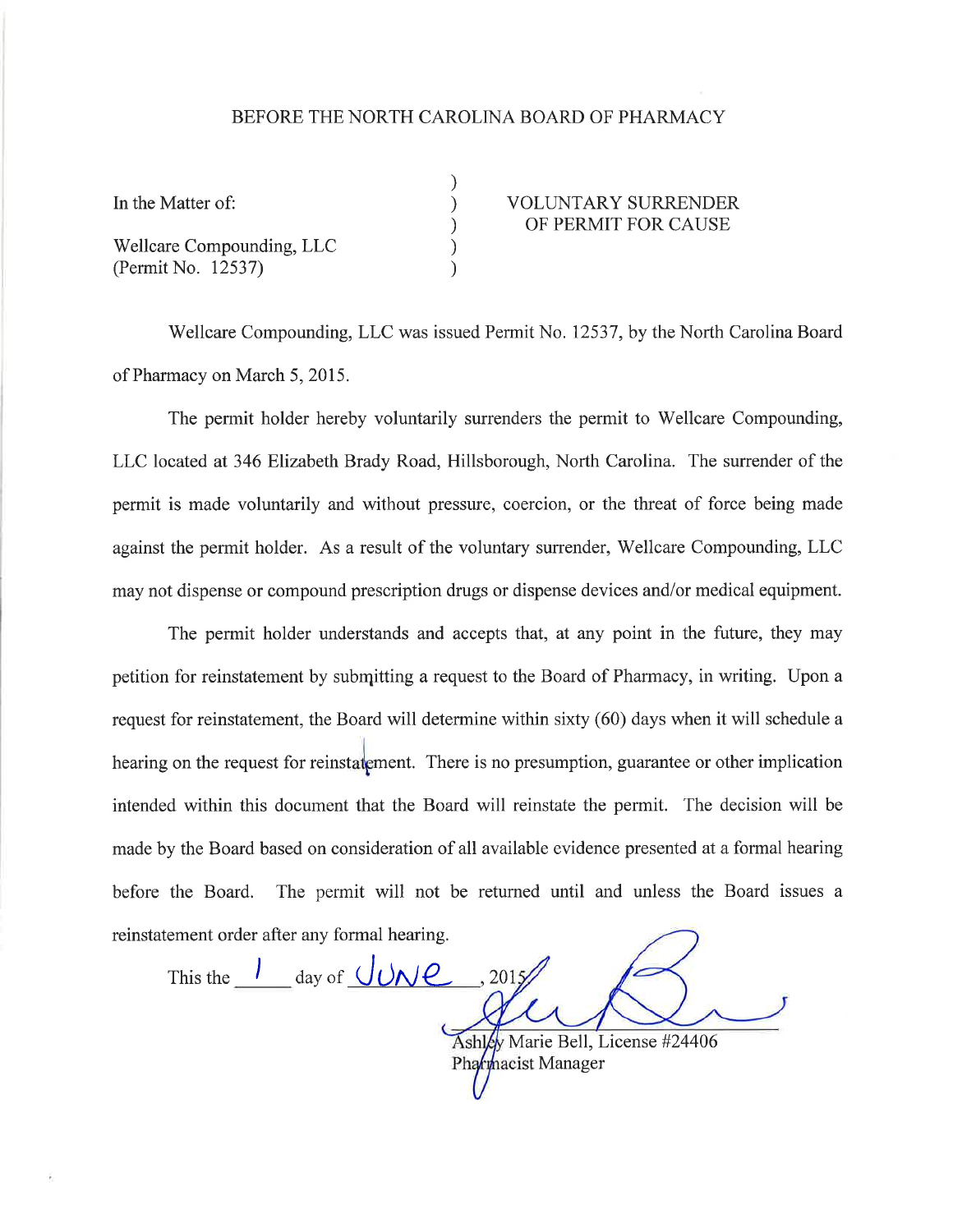BEFORE THE NORTH CAROLINA BOARD OF PHARMACY

| | | |
|---|---|---|
| In the Matter of: | ) | VOLUNTARY SURRENDER |
| | ) | OF PERMIT FOR CAUSE |
| Wellcare Compounding, LLC | ) | |
| (Permit No. 12537) | ) | |

Wellcare Compounding, LLC was issued Permit No. 12537, by the North Carolina Board of Pharmacy on March 5, 2015.

The permit holder hereby voluntarily surrenders the permit to Wellcare Compounding, LLC located at 346 Elizabeth Brady Road, Hillsborough, North Carolina. The surrender of the permit is made voluntarily and without pressure, coercion, or the threat of force being made against the permit holder. As a result of the voluntary surrender, Wellcare Compounding, LLC may not dispense or compound prescription drugs or dispense devices and/or medical equipment.

The permit holder understands and accepts that, at any point in the future, they may petition for reinstatement by submitting a request to the Board of Pharmacy, in writing. Upon a request for reinstatement, the Board will determine within sixty (60) days when it will schedule a hearing on the request for reinstatement. There is no presumption, guarantee or other implication intended within this document that the Board will reinstate the permit. The decision will be made by the Board based on consideration of all available evidence presented at a formal hearing before the Board. The permit will not be returned until and unless the Board issues a reinstatement order after any formal hearing.

This the 1 day of June, 2015

Ashley Marie Bell, License #24406
Pharmacist Manager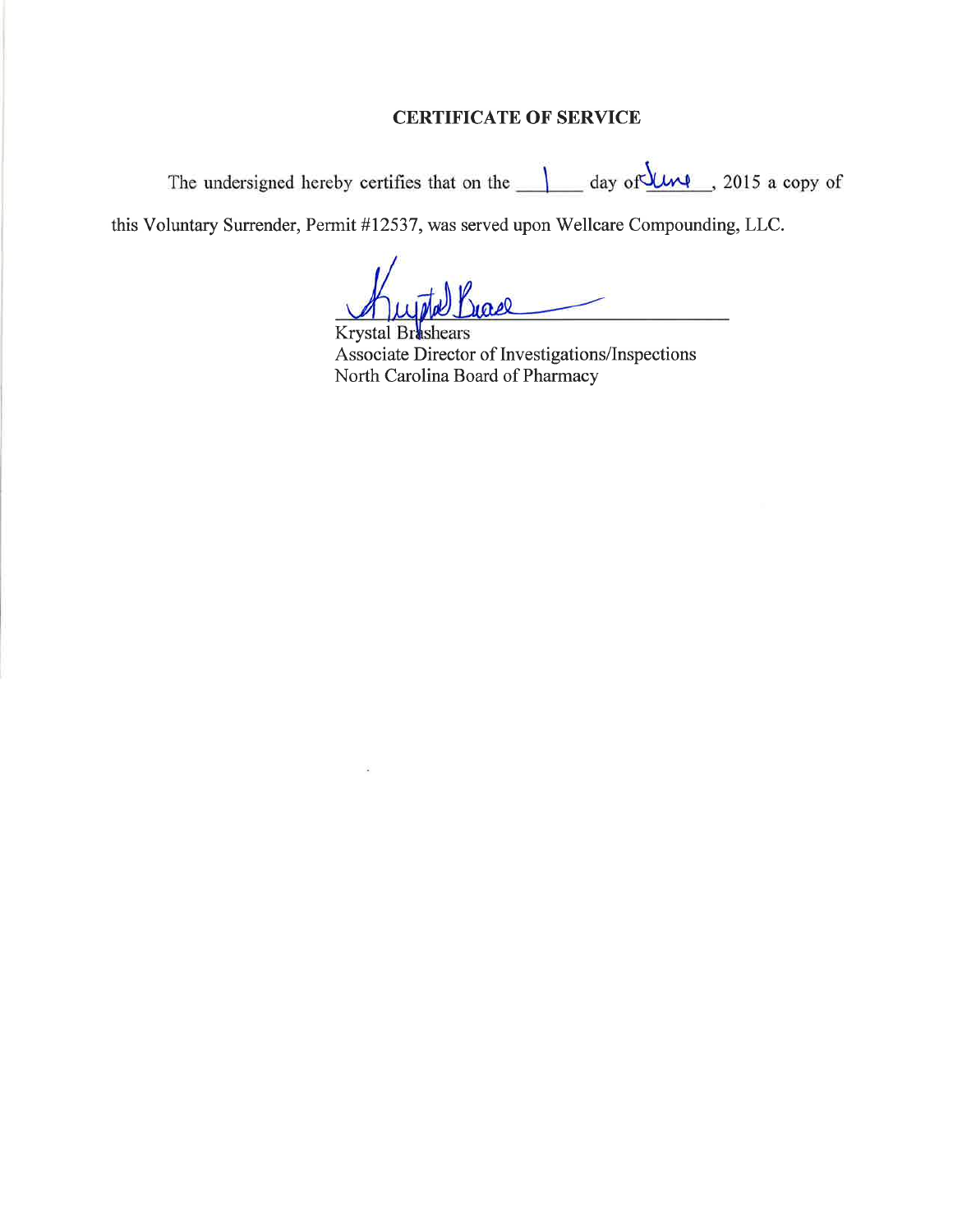## CERTIFICATE OF SERVICE

The undersigned hereby certifies that on the 1 day of June, 2015 a copy of this Voluntary Surrender, Permit #12537, was served upon Wellcare Compounding, LLC.

Krystal Brashears
Associate Director of Investigations/Inspections
North Carolina Board of Pharmacy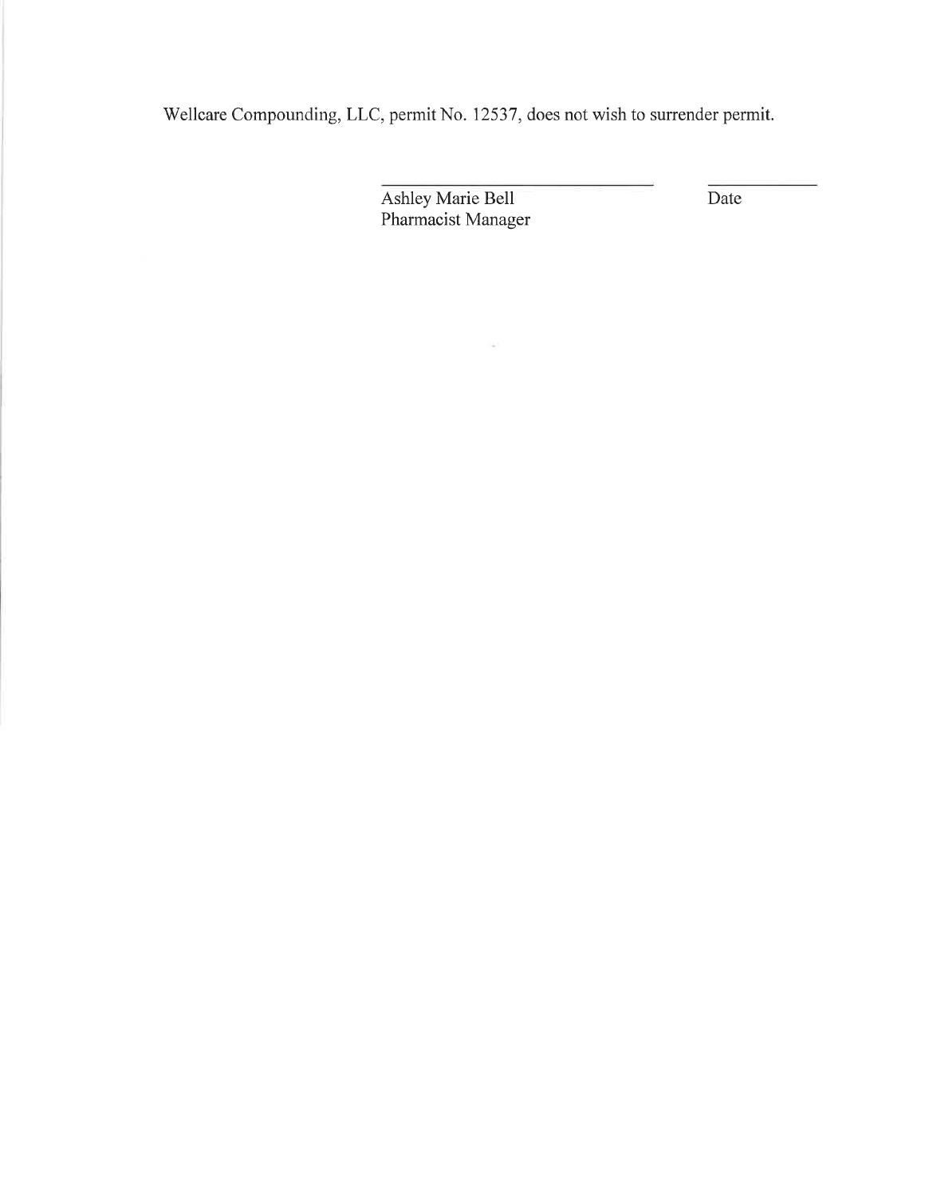Wellcare Compounding, LLC, permit No. 12537, does not wish to surrender permit.

\_\_\_\_\_\_\_\_\_\_\_\_\_\_\_\_\_\_\_\_\_\_\_\_\_\_\_\_\_\_ \_\_\_\_\_\_\_\_\_\_\_\_

Ashley Marie Bell — Date

Pharmacist Manager